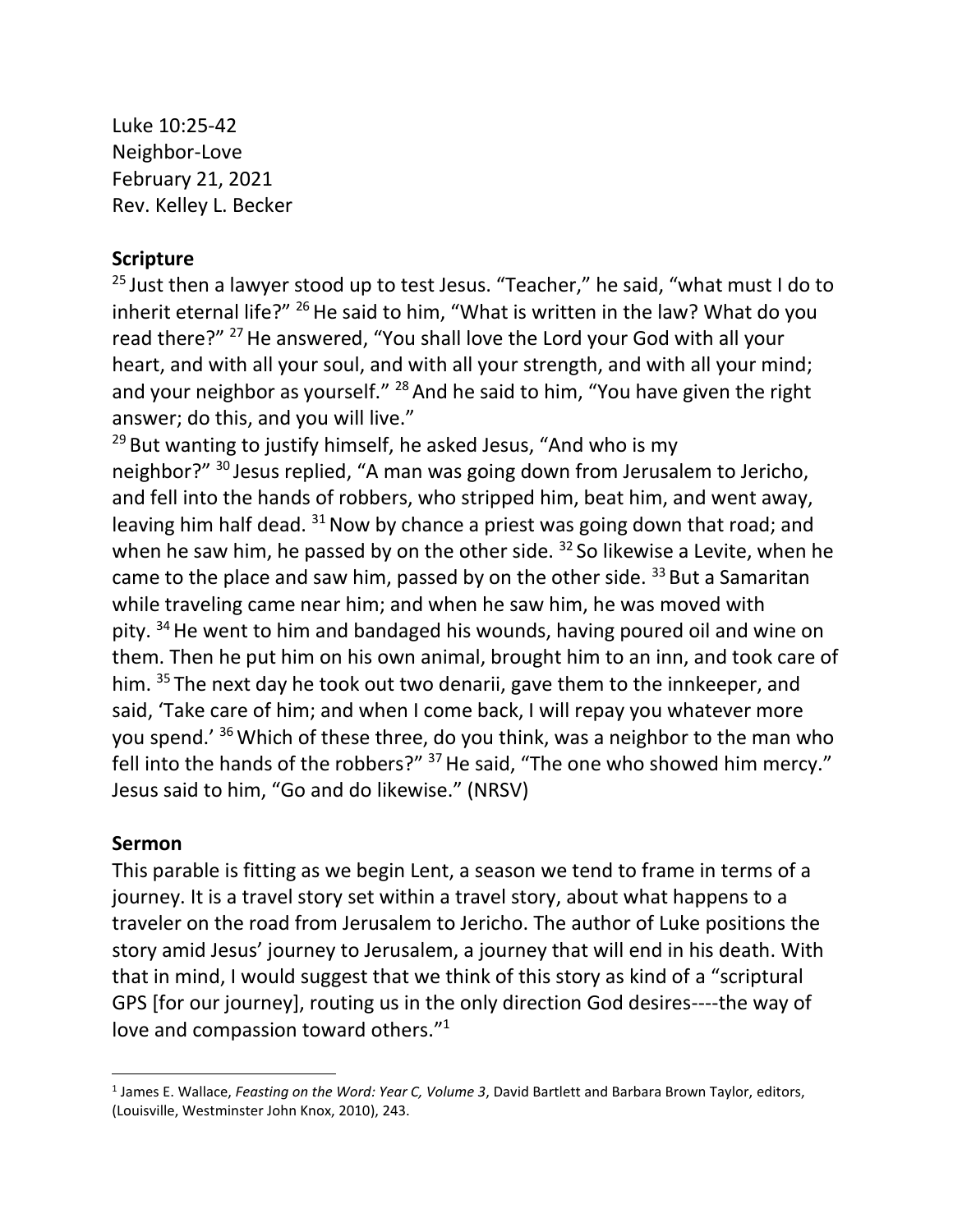Luke 10:25-42
Neighbor-Love
February 21, 2021
Rev. Kelley L. Becker

**Scripture**

[25] Just then a lawyer stood up to test Jesus. "Teacher," he said, "what must I do to inherit eternal life?" [26] He said to him, "What is written in the law? What do you read there?" [27] He answered, "You shall love the Lord your God with all your heart, and with all your soul, and with all your strength, and with all your mind; and your neighbor as yourself." [28] And he said to him, "You have given the right answer; do this, and you will live."

[29] But wanting to justify himself, he asked Jesus, "And who is my neighbor?" [30] Jesus replied, "A man was going down from Jerusalem to Jericho, and fell into the hands of robbers, who stripped him, beat him, and went away, leaving him half dead. [31] Now by chance a priest was going down that road; and when he saw him, he passed by on the other side. [32] So likewise a Levite, when he came to the place and saw him, passed by on the other side. [33] But a Samaritan while traveling came near him; and when he saw him, he was moved with pity. [34] He went to him and bandaged his wounds, having poured oil and wine on them. Then he put him on his own animal, brought him to an inn, and took care of him. [35] The next day he took out two denarii, gave them to the innkeeper, and said, 'Take care of him; and when I come back, I will repay you whatever more you spend.' [36] Which of these three, do you think, was a neighbor to the man who fell into the hands of the robbers?" [37] He said, "The one who showed him mercy." Jesus said to him, "Go and do likewise." (NRSV)

**Sermon**

This parable is fitting as we begin Lent, a season we tend to frame in terms of a journey. It is a travel story set within a travel story, about what happens to a traveler on the road from Jerusalem to Jericho. The author of Luke positions the story amid Jesus' journey to Jerusalem, a journey that will end in his death. With that in mind, I would suggest that we think of this story as kind of a "scriptural GPS [for our journey], routing us in the only direction God desires----the way of love and compassion toward others."[1]

---

[1] James E. Wallace, *Feasting on the Word: Year C, Volume 3*, David Bartlett and Barbara Brown Taylor, editors, (Louisville, Westminster John Knox, 2010), 243.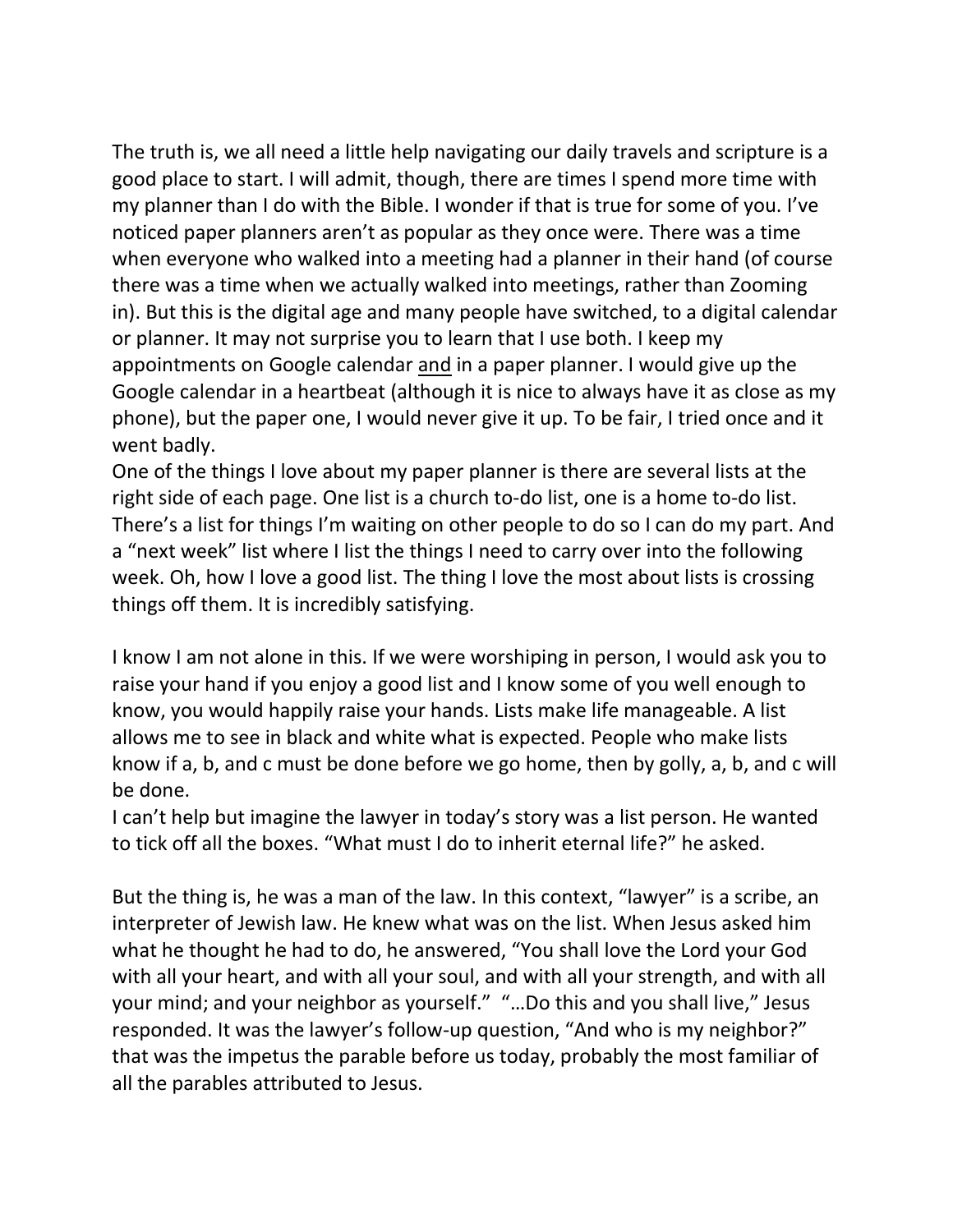The truth is, we all need a little help navigating our daily travels and scripture is a good place to start. I will admit, though, there are times I spend more time with my planner than I do with the Bible. I wonder if that is true for some of you. I've noticed paper planners aren't as popular as they once were. There was a time when everyone who walked into a meeting had a planner in their hand (of course there was a time when we actually walked into meetings, rather than Zooming in). But this is the digital age and many people have switched, to a digital calendar or planner. It may not surprise you to learn that I use both. I keep my appointments on Google calendar <u>and</u> in a paper planner. I would give up the Google calendar in a heartbeat (although it is nice to always have it as close as my phone), but the paper one, I would never give it up. To be fair, I tried once and it went badly.

One of the things I love about my paper planner is there are several lists at the right side of each page. One list is a church to-do list, one is a home to-do list. There's a list for things I'm waiting on other people to do so I can do my part. And a "next week" list where I list the things I need to carry over into the following week. Oh, how I love a good list. The thing I love the most about lists is crossing things off them. It is incredibly satisfying.

I know I am not alone in this. If we were worshiping in person, I would ask you to raise your hand if you enjoy a good list and I know some of you well enough to know, you would happily raise your hands. Lists make life manageable. A list allows me to see in black and white what is expected. People who make lists know if a, b, and c must be done before we go home, then by golly, a, b, and c will be done.

I can't help but imagine the lawyer in today's story was a list person. He wanted to tick off all the boxes. "What must I do to inherit eternal life?" he asked.

But the thing is, he was a man of the law. In this context, "lawyer" is a scribe, an interpreter of Jewish law. He knew what was on the list. When Jesus asked him what he thought he had to do, he answered, "You shall love the Lord your God with all your heart, and with all your soul, and with all your strength, and with all your mind; and your neighbor as yourself." "…Do this and you shall live," Jesus responded. It was the lawyer's follow-up question, "And who is my neighbor?" that was the impetus the parable before us today, probably the most familiar of all the parables attributed to Jesus.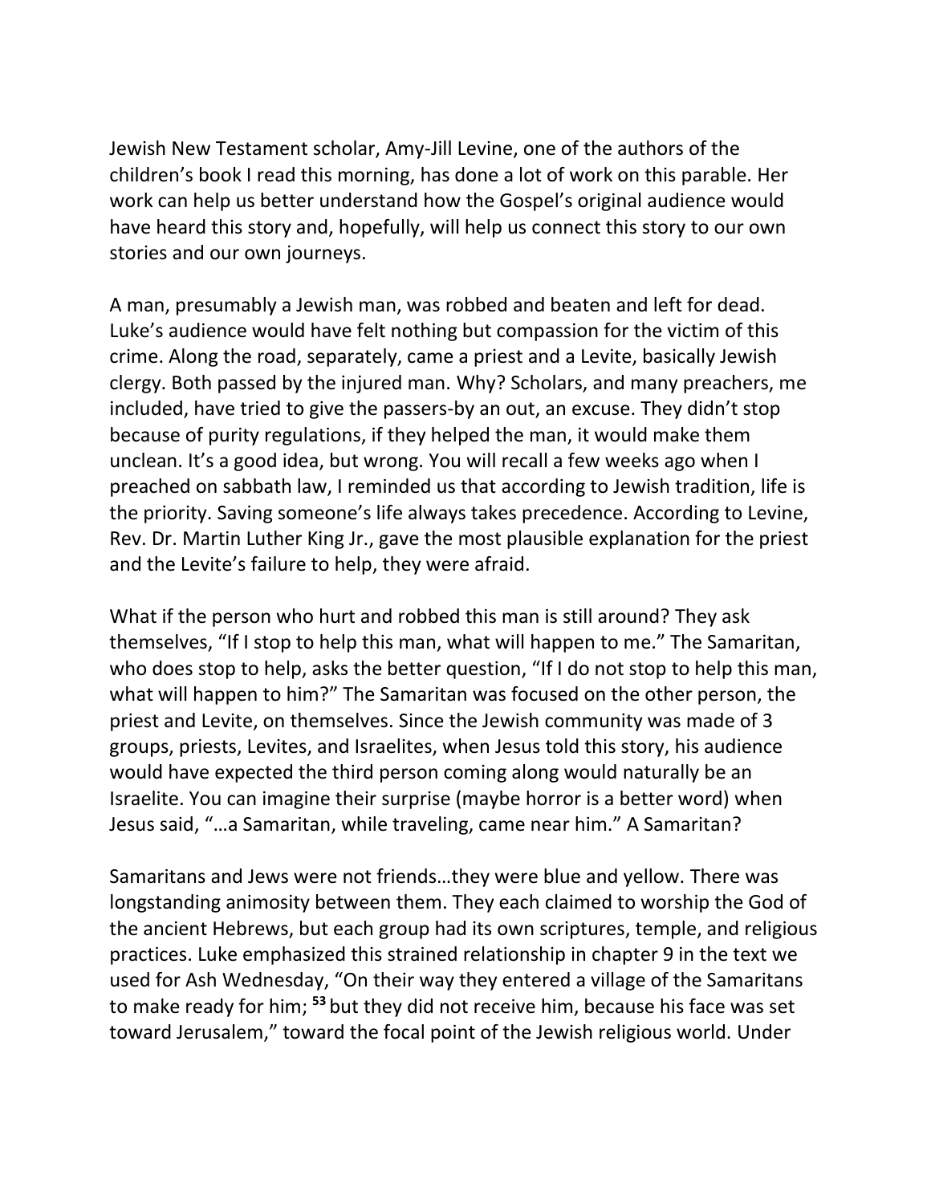Jewish New Testament scholar, Amy-Jill Levine, one of the authors of the children's book I read this morning, has done a lot of work on this parable. Her work can help us better understand how the Gospel's original audience would have heard this story and, hopefully, will help us connect this story to our own stories and our own journeys.

A man, presumably a Jewish man, was robbed and beaten and left for dead. Luke's audience would have felt nothing but compassion for the victim of this crime. Along the road, separately, came a priest and a Levite, basically Jewish clergy. Both passed by the injured man. Why? Scholars, and many preachers, me included, have tried to give the passers-by an out, an excuse. They didn't stop because of purity regulations, if they helped the man, it would make them unclean. It's a good idea, but wrong. You will recall a few weeks ago when I preached on sabbath law, I reminded us that according to Jewish tradition, life is the priority. Saving someone's life always takes precedence. According to Levine, Rev. Dr. Martin Luther King Jr., gave the most plausible explanation for the priest and the Levite's failure to help, they were afraid.

What if the person who hurt and robbed this man is still around? They ask themselves, "If I stop to help this man, what will happen to me." The Samaritan, who does stop to help, asks the better question, "If I do not stop to help this man, what will happen to him?" The Samaritan was focused on the other person, the priest and Levite, on themselves. Since the Jewish community was made of 3 groups, priests, Levites, and Israelites, when Jesus told this story, his audience would have expected the third person coming along would naturally be an Israelite. You can imagine their surprise (maybe horror is a better word) when Jesus said, "…a Samaritan, while traveling, came near him." A Samaritan?

Samaritans and Jews were not friends…they were blue and yellow. There was longstanding animosity between them. They each claimed to worship the God of the ancient Hebrews, but each group had its own scriptures, temple, and religious practices. Luke emphasized this strained relationship in chapter 9 in the text we used for Ash Wednesday, "On their way they entered a village of the Samaritans to make ready for him; [53] but they did not receive him, because his face was set toward Jerusalem," toward the focal point of the Jewish religious world. Under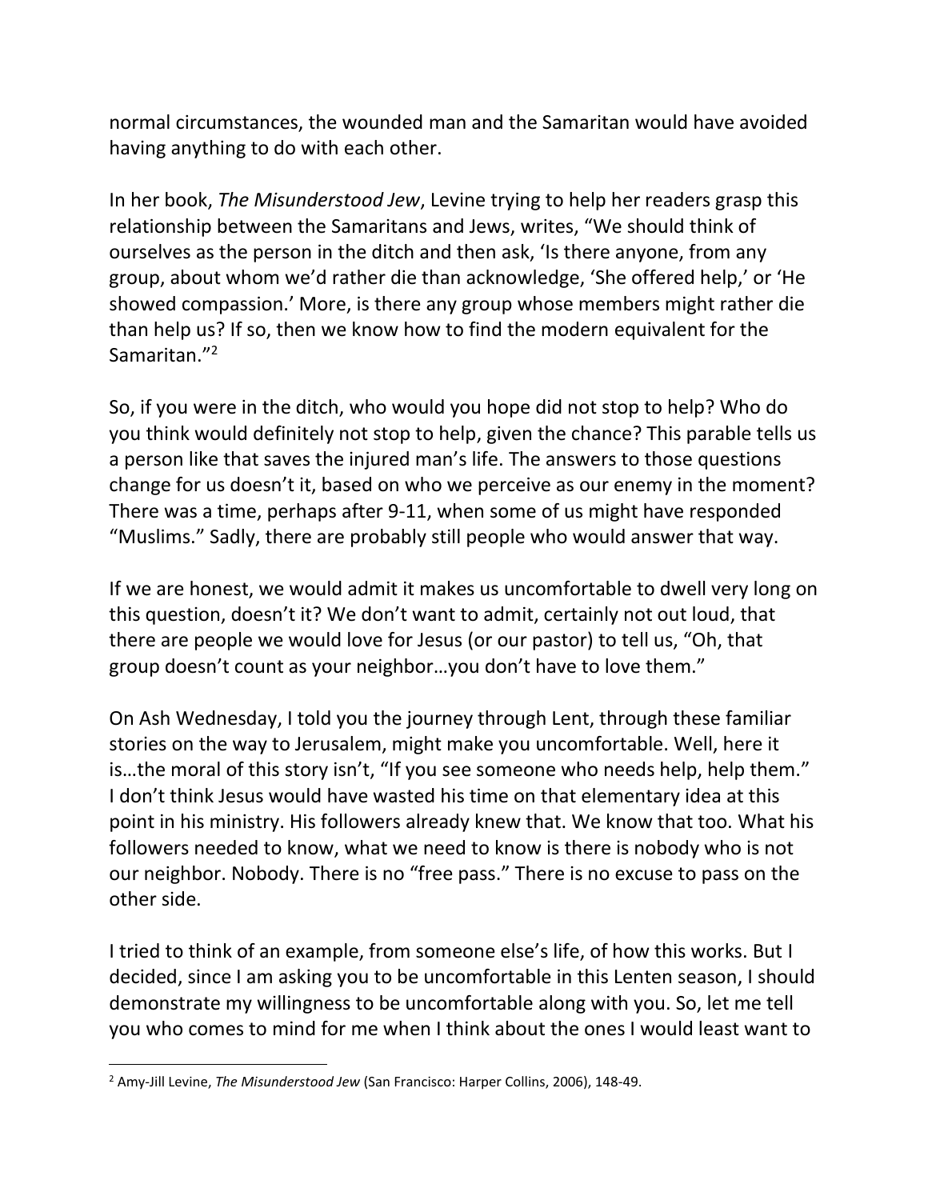normal circumstances, the wounded man and the Samaritan would have avoided having anything to do with each other.

In her book, *The Misunderstood Jew*, Levine trying to help her readers grasp this relationship between the Samaritans and Jews, writes, "We should think of ourselves as the person in the ditch and then ask, 'Is there anyone, from any group, about whom we'd rather die than acknowledge, 'She offered help,' or 'He showed compassion.' More, is there any group whose members might rather die than help us? If so, then we know how to find the modern equivalent for the Samaritan."[2]

So, if you were in the ditch, who would you hope did not stop to help? Who do you think would definitely not stop to help, given the chance? This parable tells us a person like that saves the injured man's life. The answers to those questions change for us doesn't it, based on who we perceive as our enemy in the moment? There was a time, perhaps after 9-11, when some of us might have responded "Muslims." Sadly, there are probably still people who would answer that way.

If we are honest, we would admit it makes us uncomfortable to dwell very long on this question, doesn't it? We don't want to admit, certainly not out loud, that there are people we would love for Jesus (or our pastor) to tell us, "Oh, that group doesn't count as your neighbor…you don't have to love them."

On Ash Wednesday, I told you the journey through Lent, through these familiar stories on the way to Jerusalem, might make you uncomfortable. Well, here it is…the moral of this story isn't, "If you see someone who needs help, help them." I don't think Jesus would have wasted his time on that elementary idea at this point in his ministry. His followers already knew that. We know that too. What his followers needed to know, what we need to know is there is nobody who is not our neighbor. Nobody. There is no "free pass." There is no excuse to pass on the other side.

I tried to think of an example, from someone else's life, of how this works. But I decided, since I am asking you to be uncomfortable in this Lenten season, I should demonstrate my willingness to be uncomfortable along with you. So, let me tell you who comes to mind for me when I think about the ones I would least want to

---

[2] Amy-Jill Levine, *The Misunderstood Jew* (San Francisco: Harper Collins, 2006), 148-49.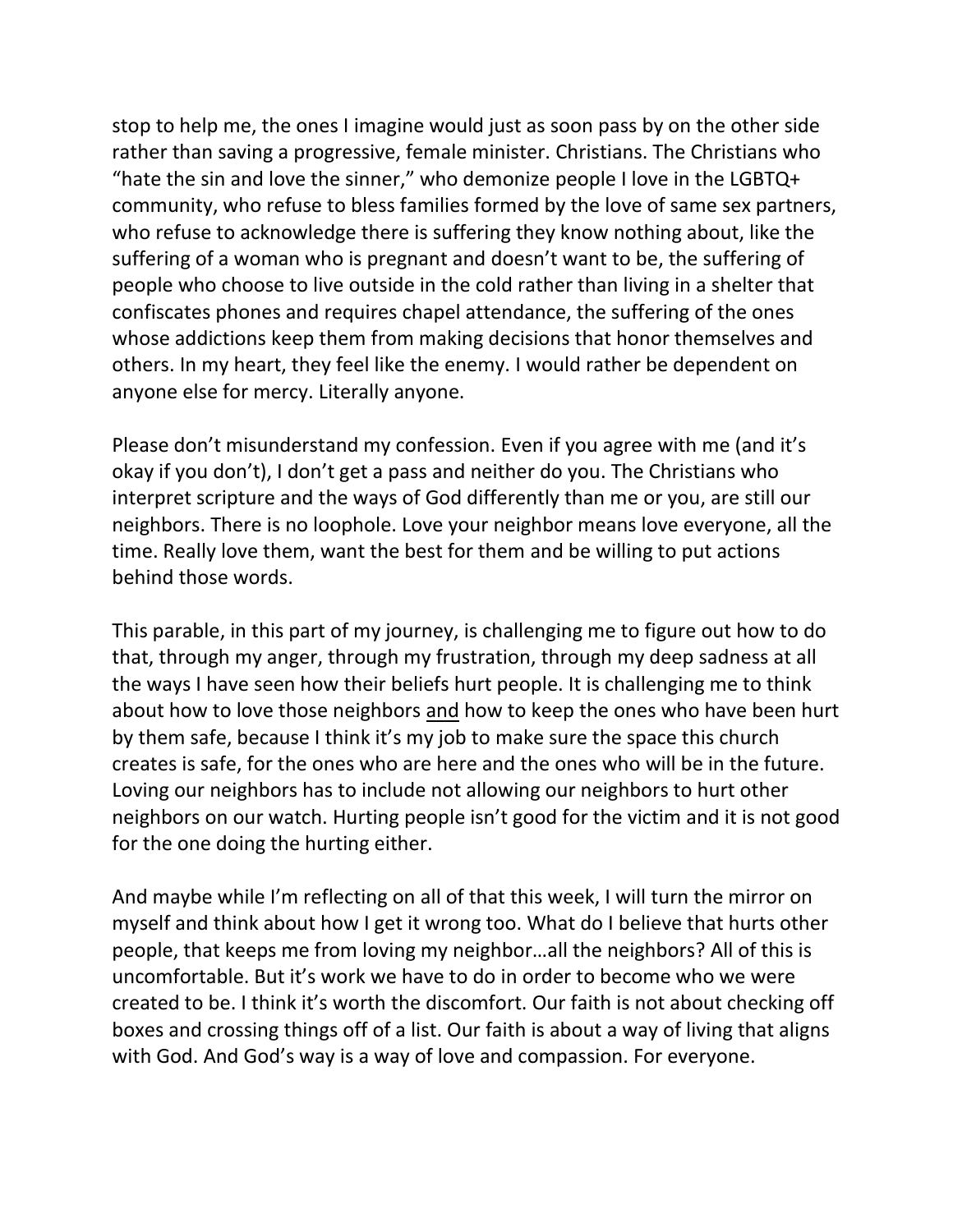stop to help me, the ones I imagine would just as soon pass by on the other side rather than saving a progressive, female minister. Christians. The Christians who "hate the sin and love the sinner," who demonize people I love in the LGBTQ+ community, who refuse to bless families formed by the love of same sex partners, who refuse to acknowledge there is suffering they know nothing about, like the suffering of a woman who is pregnant and doesn't want to be, the suffering of people who choose to live outside in the cold rather than living in a shelter that confiscates phones and requires chapel attendance, the suffering of the ones whose addictions keep them from making decisions that honor themselves and others. In my heart, they feel like the enemy. I would rather be dependent on anyone else for mercy. Literally anyone.

Please don't misunderstand my confession. Even if you agree with me (and it's okay if you don't), I don't get a pass and neither do you. The Christians who interpret scripture and the ways of God differently than me or you, are still our neighbors. There is no loophole. Love your neighbor means love everyone, all the time. Really love them, want the best for them and be willing to put actions behind those words.

This parable, in this part of my journey, is challenging me to figure out how to do that, through my anger, through my frustration, through my deep sadness at all the ways I have seen how their beliefs hurt people. It is challenging me to think about how to love those neighbors <u>and</u> how to keep the ones who have been hurt by them safe, because I think it's my job to make sure the space this church creates is safe, for the ones who are here and the ones who will be in the future. Loving our neighbors has to include not allowing our neighbors to hurt other neighbors on our watch. Hurting people isn't good for the victim and it is not good for the one doing the hurting either.

And maybe while I'm reflecting on all of that this week, I will turn the mirror on myself and think about how I get it wrong too. What do I believe that hurts other people, that keeps me from loving my neighbor…all the neighbors? All of this is uncomfortable. But it's work we have to do in order to become who we were created to be. I think it's worth the discomfort. Our faith is not about checking off boxes and crossing things off of a list. Our faith is about a way of living that aligns with God. And God's way is a way of love and compassion. For everyone.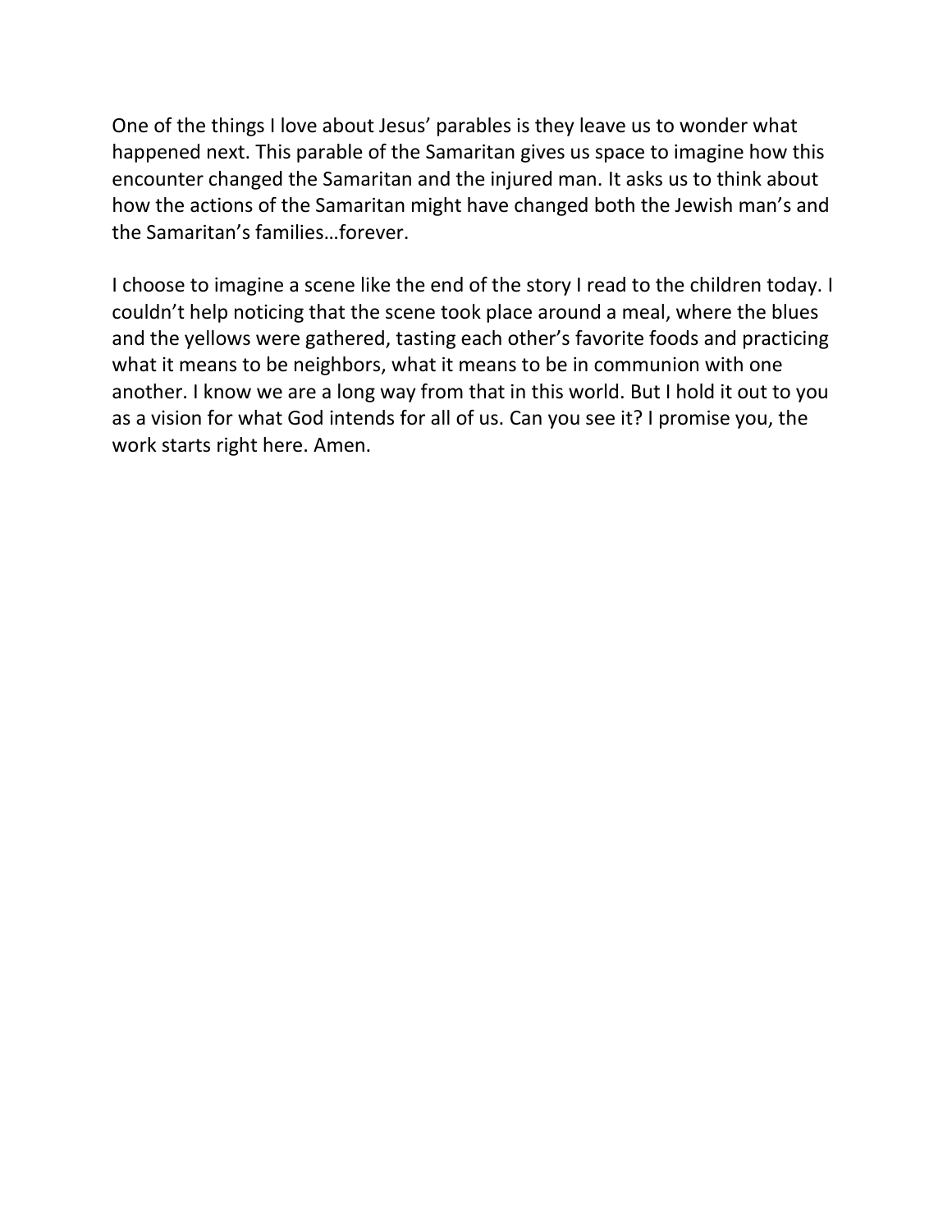One of the things I love about Jesus' parables is they leave us to wonder what happened next. This parable of the Samaritan gives us space to imagine how this encounter changed the Samaritan and the injured man. It asks us to think about how the actions of the Samaritan might have changed both the Jewish man's and the Samaritan's families…forever.

I choose to imagine a scene like the end of the story I read to the children today. I couldn't help noticing that the scene took place around a meal, where the blues and the yellows were gathered, tasting each other's favorite foods and practicing what it means to be neighbors, what it means to be in communion with one another. I know we are a long way from that in this world. But I hold it out to you as a vision for what God intends for all of us. Can you see it? I promise you, the work starts right here. Amen.